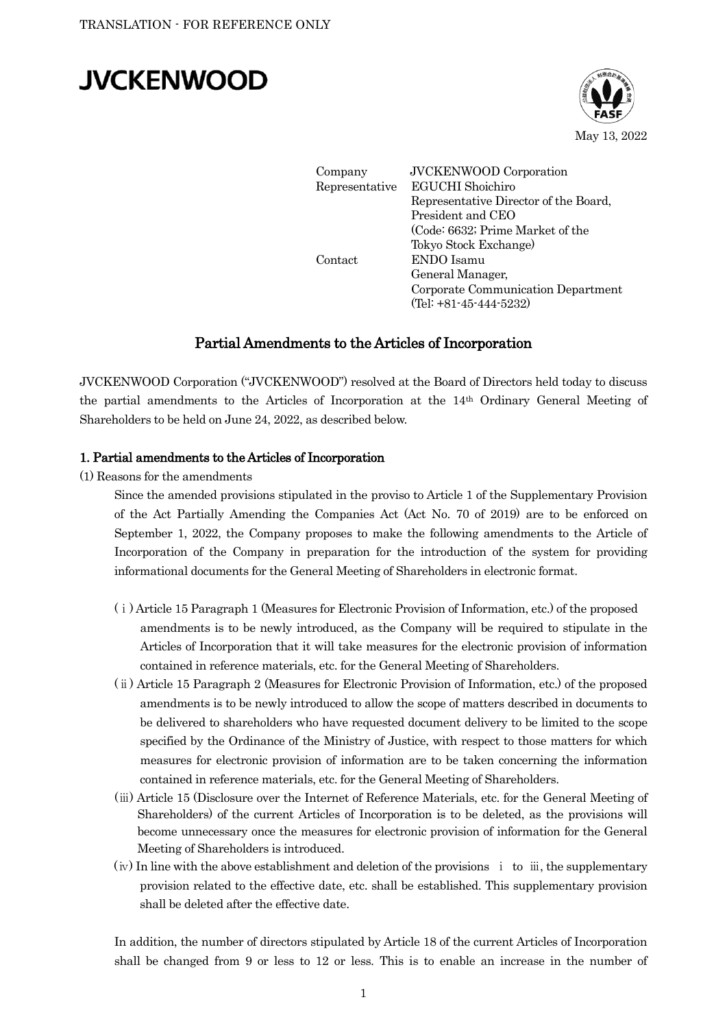TRANSLATION - FOR REFERENCE ONLY

JVCKENWOOD

May 13, 2022

| | |
|---|---|
| Company | JVCKENWOOD Corporation |
| Representative | EGUCHI Shoichiro<br>Representative Director of the Board, President and CEO<br>(Code: 6632; Prime Market of the Tokyo Stock Exchange) |
| Contact | ENDO Isamu<br>General Manager,<br>Corporate Communication Department<br>(Tel: +81-45-444-5232) |

# Partial Amendments to the Articles of Incorporation

JVCKENWOOD Corporation ("JVCKENWOOD") resolved at the Board of Directors held today to discuss the partial amendments to the Articles of Incorporation at the 14th Ordinary General Meeting of Shareholders to be held on June 24, 2022, as described below.

## 1. Partial amendments to the Articles of Incorporation

(1) Reasons for the amendments

Since the amended provisions stipulated in the proviso to Article 1 of the Supplementary Provision of the Act Partially Amending the Companies Act (Act No. 70 of 2019) are to be enforced on September 1, 2022, the Company proposes to make the following amendments to the Article of Incorporation of the Company in preparation for the introduction of the system for providing informational documents for the General Meeting of Shareholders in electronic format.

(ⅰ) Article 15 Paragraph 1 (Measures for Electronic Provision of Information, etc.) of the proposed amendments is to be newly introduced, as the Company will be required to stipulate in the Articles of Incorporation that it will take measures for the electronic provision of information contained in reference materials, etc. for the General Meeting of Shareholders.

(ⅱ) Article 15 Paragraph 2 (Measures for Electronic Provision of Information, etc.) of the proposed amendments is to be newly introduced to allow the scope of matters described in documents to be delivered to shareholders who have requested document delivery to be limited to the scope specified by the Ordinance of the Ministry of Justice, with respect to those matters for which measures for electronic provision of information are to be taken concerning the information contained in reference materials, etc. for the General Meeting of Shareholders.

(ⅲ) Article 15 (Disclosure over the Internet of Reference Materials, etc. for the General Meeting of Shareholders) of the current Articles of Incorporation is to be deleted, as the provisions will become unnecessary once the measures for electronic provision of information for the General Meeting of Shareholders is introduced.

(ⅳ) In line with the above establishment and deletion of the provisions ⅰ to ⅲ, the supplementary provision related to the effective date, etc. shall be established. This supplementary provision shall be deleted after the effective date.

In addition, the number of directors stipulated by Article 18 of the current Articles of Incorporation shall be changed from 9 or less to 12 or less. This is to enable an increase in the number of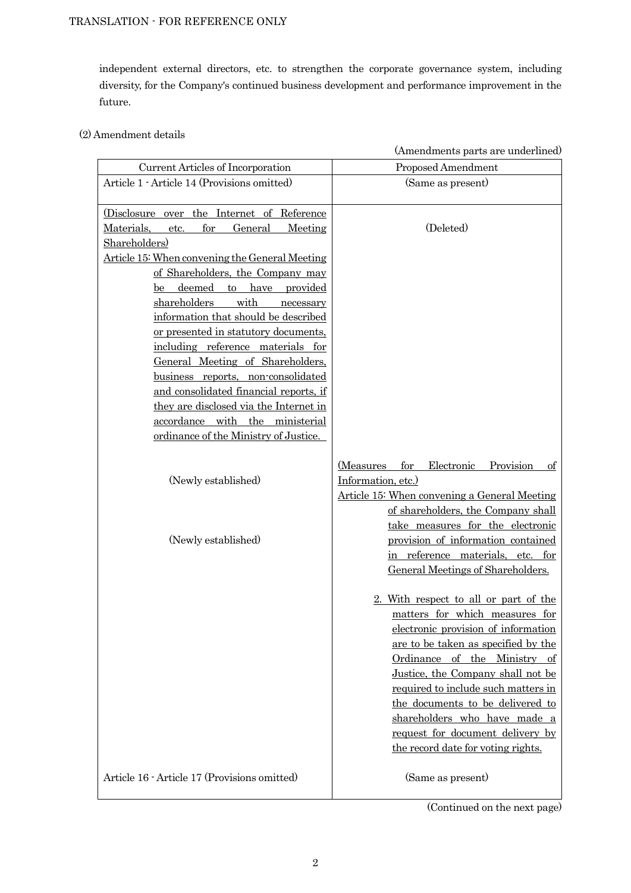independent external directors, etc. to strengthen the corporate governance system, including diversity, for the Company's continued business development and performance improvement in the future.

(2) Amendment details

(Amendments parts are underlined)

| Current Articles of Incorporation | Proposed Amendment |
|---|---|
| Article 1 - Article 14 (Provisions omitted) | (Same as present) |
| <u>(Disclosure over the Internet of Reference Materials, etc. for General Meeting Shareholders)</u><br><u>Article 15: When convening the General Meeting of Shareholders, the Company may be deemed to have provided shareholders with necessary information that should be described or presented in statutory documents, including reference materials for General Meeting of Shareholders, business reports, non-consolidated and consolidated financial reports, if they are disclosed via the Internet in accordance with the ministerial ordinance of the Ministry of Justice.</u> | (Deleted) |
| (Newly established)<br><br>(Newly established) | <u>(Measures for Electronic Provision of Information, etc.)</u><br><u>Article 15: When convening a General Meeting of shareholders, the Company shall take measures for the electronic provision of information contained in reference materials, etc. for General Meetings of Shareholders.</u><br><br><u>2. With respect to all or part of the matters for which measures for electronic provision of information are to be taken as specified by the Ordinance of the Ministry of Justice, the Company shall not be required to include such matters in the documents to be delivered to shareholders who have made a request for document delivery by the record date for voting rights.</u> |
| Article 16 - Article 17 (Provisions omitted) | (Same as present) |

(Continued on the next page)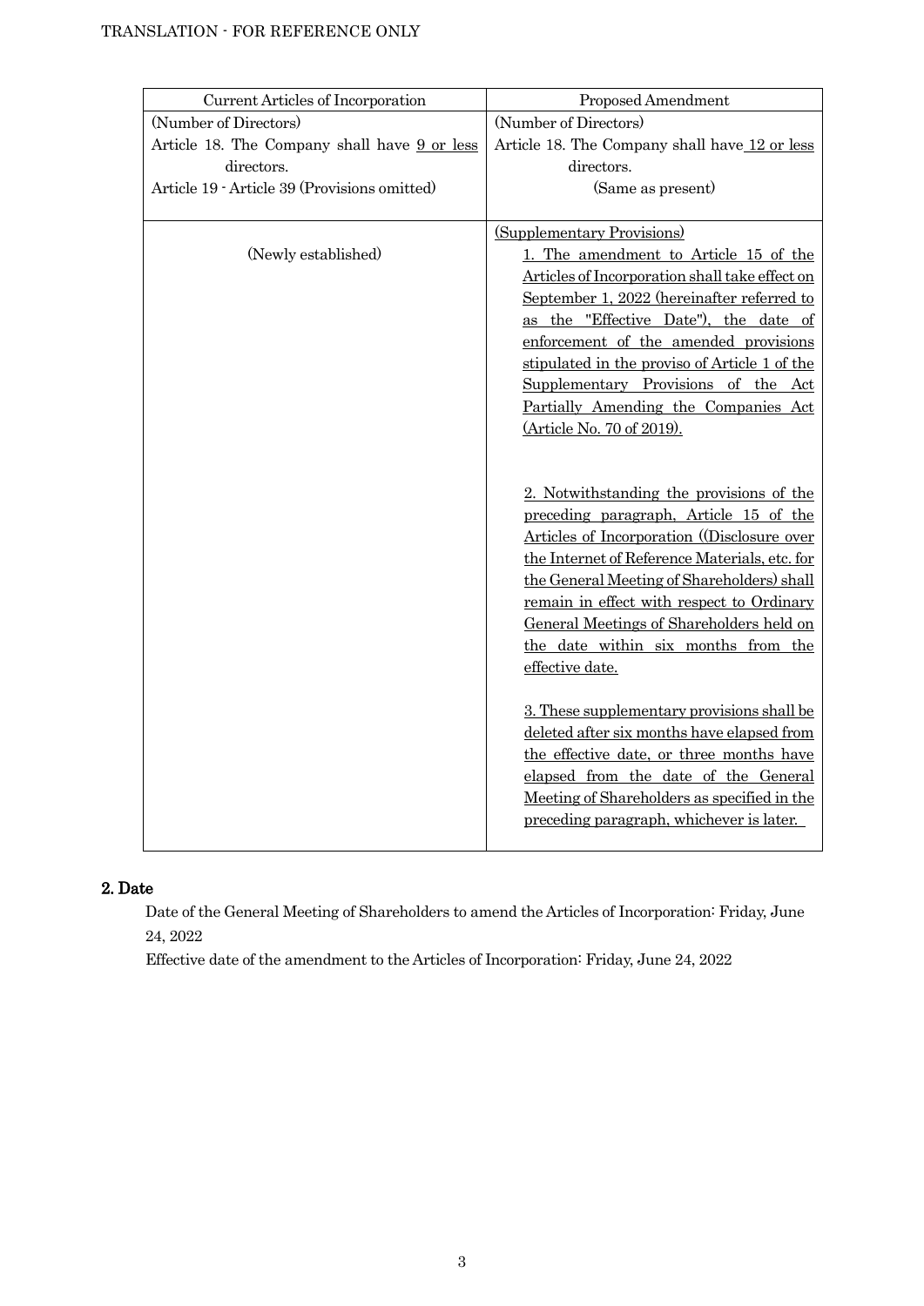| Current Articles of Incorporation | Proposed Amendment |
| --- | --- |
| (Number of Directors)<br>Article 18. The Company shall have 9 or less directors.<br>Article 19 - Article 39 (Provisions omitted) | (Number of Directors)<br>Article 18. The Company shall have 12 or less directors.<br>(Same as present) |
| (Newly established) | (Supplementary Provisions)<br>1. The amendment to Article 15 of the Articles of Incorporation shall take effect on September 1, 2022 (hereinafter referred to as the "Effective Date"), the date of enforcement of the amended provisions stipulated in the proviso of Article 1 of the Supplementary Provisions of the Act Partially Amending the Companies Act (Article No. 70 of 2019).<br><br>2. Notwithstanding the provisions of the preceding paragraph, Article 15 of the Articles of Incorporation ((Disclosure over the Internet of Reference Materials, etc. for the General Meeting of Shareholders) shall remain in effect with respect to Ordinary General Meetings of Shareholders held on the date within six months from the effective date.<br><br>3. These supplementary provisions shall be deleted after six months have elapsed from the effective date, or three months have elapsed from the date of the General Meeting of Shareholders as specified in the preceding paragraph, whichever is later. |

## 2. Date

Date of the General Meeting of Shareholders to amend the Articles of Incorporation: Friday, June 24, 2022

Effective date of the amendment to the Articles of Incorporation: Friday, June 24, 2022